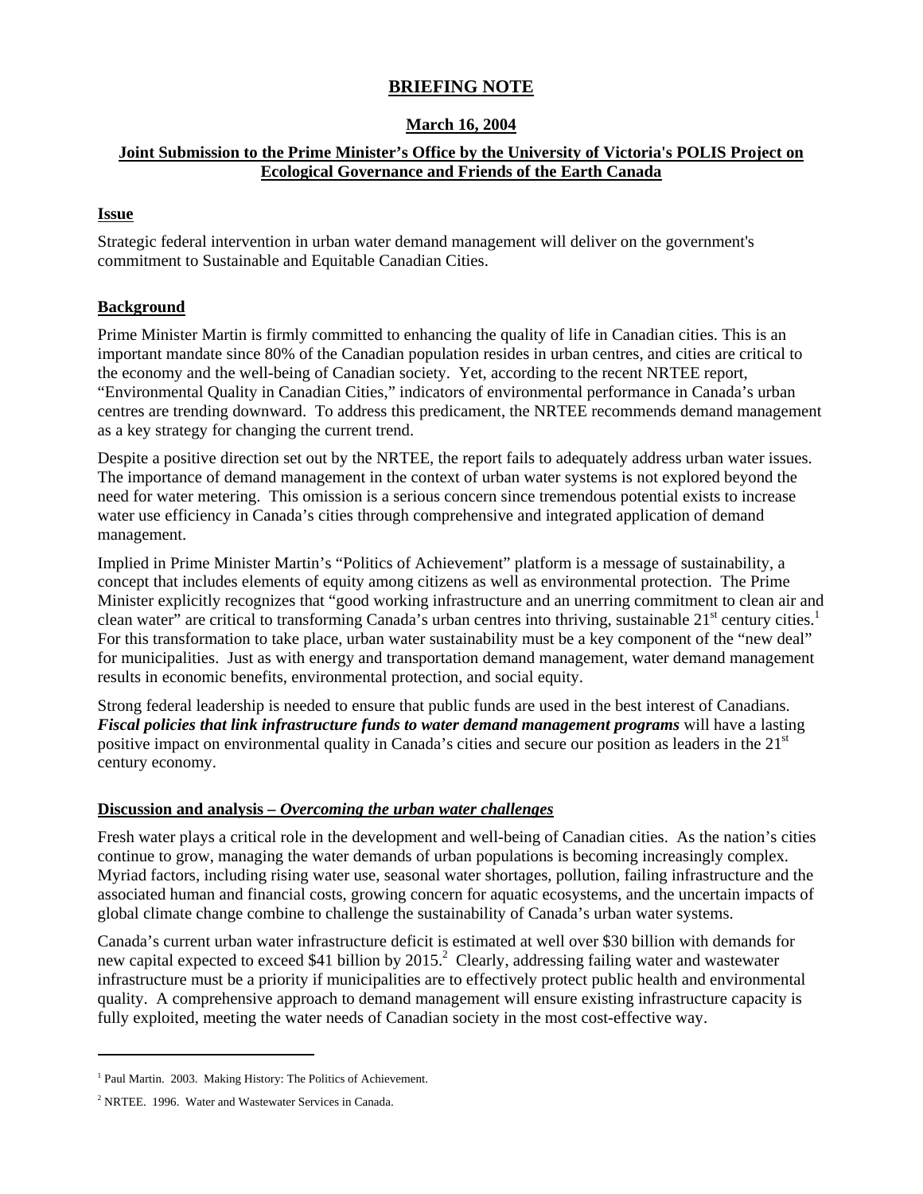# BRIEFING NOTE

## March 16, 2004

## Joint Submission to the Prime Minister's Office by the University of Victoria's POLIS Project on Ecological Governance and Friends of the Earth Canada

### Issue

Strategic federal intervention in urban water demand management will deliver on the government's commitment to Sustainable and Equitable Canadian Cities.

### Background

Prime Minister Martin is firmly committed to enhancing the quality of life in Canadian cities. This is an important mandate since 80% of the Canadian population resides in urban centres, and cities are critical to the economy and the well-being of Canadian society. Yet, according to the recent NRTEE report, "Environmental Quality in Canadian Cities," indicators of environmental performance in Canada's urban centres are trending downward. To address this predicament, the NRTEE recommends demand management as a key strategy for changing the current trend.

Despite a positive direction set out by the NRTEE, the report fails to adequately address urban water issues. The importance of demand management in the context of urban water systems is not explored beyond the need for water metering. This omission is a serious concern since tremendous potential exists to increase water use efficiency in Canada's cities through comprehensive and integrated application of demand management.

Implied in Prime Minister Martin's "Politics of Achievement" platform is a message of sustainability, a concept that includes elements of equity among citizens as well as environmental protection. The Prime Minister explicitly recognizes that "good working infrastructure and an unerring commitment to clean air and clean water" are critical to transforming Canada's urban centres into thriving, sustainable 21st century cities.[1] For this transformation to take place, urban water sustainability must be a key component of the "new deal" for municipalities. Just as with energy and transportation demand management, water demand management results in economic benefits, environmental protection, and social equity.

Strong federal leadership is needed to ensure that public funds are used in the best interest of Canadians. ***Fiscal policies that link infrastructure funds to water demand management programs*** will have a lasting positive impact on environmental quality in Canada's cities and secure our position as leaders in the 21st century economy.

### Discussion and analysis – *Overcoming the urban water challenges*

Fresh water plays a critical role in the development and well-being of Canadian cities. As the nation's cities continue to grow, managing the water demands of urban populations is becoming increasingly complex. Myriad factors, including rising water use, seasonal water shortages, pollution, failing infrastructure and the associated human and financial costs, growing concern for aquatic ecosystems, and the uncertain impacts of global climate change combine to challenge the sustainability of Canada's urban water systems.

Canada's current urban water infrastructure deficit is estimated at well over $30 billion with demands for new capital expected to exceed $41 billion by 2015.[2] Clearly, addressing failing water and wastewater infrastructure must be a priority if municipalities are to effectively protect public health and environmental quality. A comprehensive approach to demand management will ensure existing infrastructure capacity is fully exploited, meeting the water needs of Canadian society in the most cost-effective way.

---

[1] Paul Martin. 2003. Making History: The Politics of Achievement.

[2] NRTEE. 1996. Water and Wastewater Services in Canada.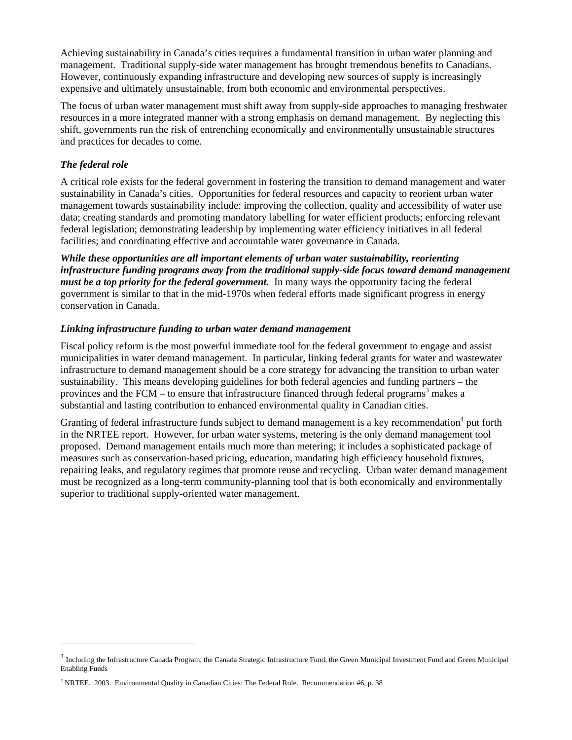Achieving sustainability in Canada's cities requires a fundamental transition in urban water planning and management. Traditional supply-side water management has brought tremendous benefits to Canadians. However, continuously expanding infrastructure and developing new sources of supply is increasingly expensive and ultimately unsustainable, from both economic and environmental perspectives.

The focus of urban water management must shift away from supply-side approaches to managing freshwater resources in a more integrated manner with a strong emphasis on demand management. By neglecting this shift, governments run the risk of entrenching economically and environmentally unsustainable structures and practices for decades to come.

### *The federal role*

A critical role exists for the federal government in fostering the transition to demand management and water sustainability in Canada's cities. Opportunities for federal resources and capacity to reorient urban water management towards sustainability include: improving the collection, quality and accessibility of water use data; creating standards and promoting mandatory labelling for water efficient products; enforcing relevant federal legislation; demonstrating leadership by implementing water efficiency initiatives in all federal facilities; and coordinating effective and accountable water governance in Canada.

***While these opportunities are all important elements of urban water sustainability, reorienting infrastructure funding programs away from the traditional supply-side focus toward demand management must be a top priority for the federal government.*** In many ways the opportunity facing the federal government is similar to that in the mid-1970s when federal efforts made significant progress in energy conservation in Canada.

### *Linking infrastructure funding to urban water demand management*

Fiscal policy reform is the most powerful immediate tool for the federal government to engage and assist municipalities in water demand management. In particular, linking federal grants for water and wastewater infrastructure to demand management should be a core strategy for advancing the transition to urban water sustainability. This means developing guidelines for both federal agencies and funding partners – the provinces and the FCM – to ensure that infrastructure financed through federal programs[3] makes a substantial and lasting contribution to enhanced environmental quality in Canadian cities.

Granting of federal infrastructure funds subject to demand management is a key recommendation[4] put forth in the NRTEE report. However, for urban water systems, metering is the only demand management tool proposed. Demand management entails much more than metering; it includes a sophisticated package of measures such as conservation-based pricing, education, mandating high efficiency household fixtures, repairing leaks, and regulatory regimes that promote reuse and recycling. Urban water demand management must be recognized as a long-term community-planning tool that is both economically and environmentally superior to traditional supply-oriented water management.

---

[3] Including the Infrastructure Canada Program, the Canada Strategic Infrastructure Fund, the Green Municipal Investment Fund and Green Municipal Enabling Funds

[4] NRTEE. 2003. Environmental Quality in Canadian Cities: The Federal Role. Recommendation #6, p. 38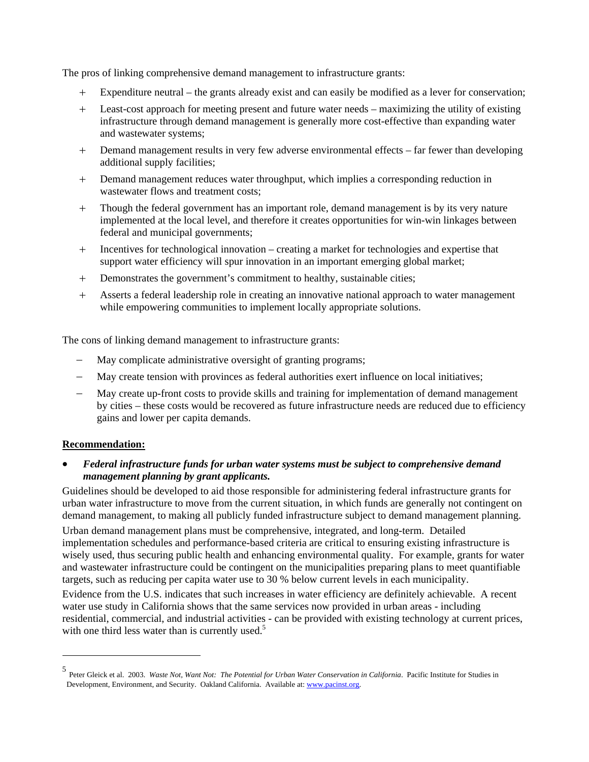The pros of linking comprehensive demand management to infrastructure grants:

- + Expenditure neutral – the grants already exist and can easily be modified as a lever for conservation;
- + Least-cost approach for meeting present and future water needs – maximizing the utility of existing infrastructure through demand management is generally more cost-effective than expanding water and wastewater systems;
- + Demand management results in very few adverse environmental effects – far fewer than developing additional supply facilities;
- + Demand management reduces water throughput, which implies a corresponding reduction in wastewater flows and treatment costs;
- + Though the federal government has an important role, demand management is by its very nature implemented at the local level, and therefore it creates opportunities for win-win linkages between federal and municipal governments;
- + Incentives for technological innovation – creating a market for technologies and expertise that support water efficiency will spur innovation in an important emerging global market;
- + Demonstrates the government's commitment to healthy, sustainable cities;
- + Asserts a federal leadership role in creating an innovative national approach to water management while empowering communities to implement locally appropriate solutions.

The cons of linking demand management to infrastructure grants:

- − May complicate administrative oversight of granting programs;
- − May create tension with provinces as federal authorities exert influence on local initiatives;
- − May create up-front costs to provide skills and training for implementation of demand management by cities – these costs would be recovered as future infrastructure needs are reduced due to efficiency gains and lower per capita demands.

**Recommendation:**

- ***Federal infrastructure funds for urban water systems must be subject to comprehensive demand management planning by grant applicants.***

Guidelines should be developed to aid those responsible for administering federal infrastructure grants for urban water infrastructure to move from the current situation, in which funds are generally not contingent on demand management, to making all publicly funded infrastructure subject to demand management planning.

Urban demand management plans must be comprehensive, integrated, and long-term. Detailed implementation schedules and performance-based criteria are critical to ensuring existing infrastructure is wisely used, thus securing public health and enhancing environmental quality. For example, grants for water and wastewater infrastructure could be contingent on the municipalities preparing plans to meet quantifiable targets, such as reducing per capita water use to 30 % below current levels in each municipality.

Evidence from the U.S. indicates that such increases in water efficiency are definitely achievable. A recent water use study in California shows that the same services now provided in urban areas - including residential, commercial, and industrial activities - can be provided with existing technology at current prices, with one third less water than is currently used.[5]

---

[5] Peter Gleick et al. 2003. *Waste Not, Want Not: The Potential for Urban Water Conservation in California*. Pacific Institute for Studies in Development, Environment, and Security. Oakland California. Available at: www.pacinst.org.